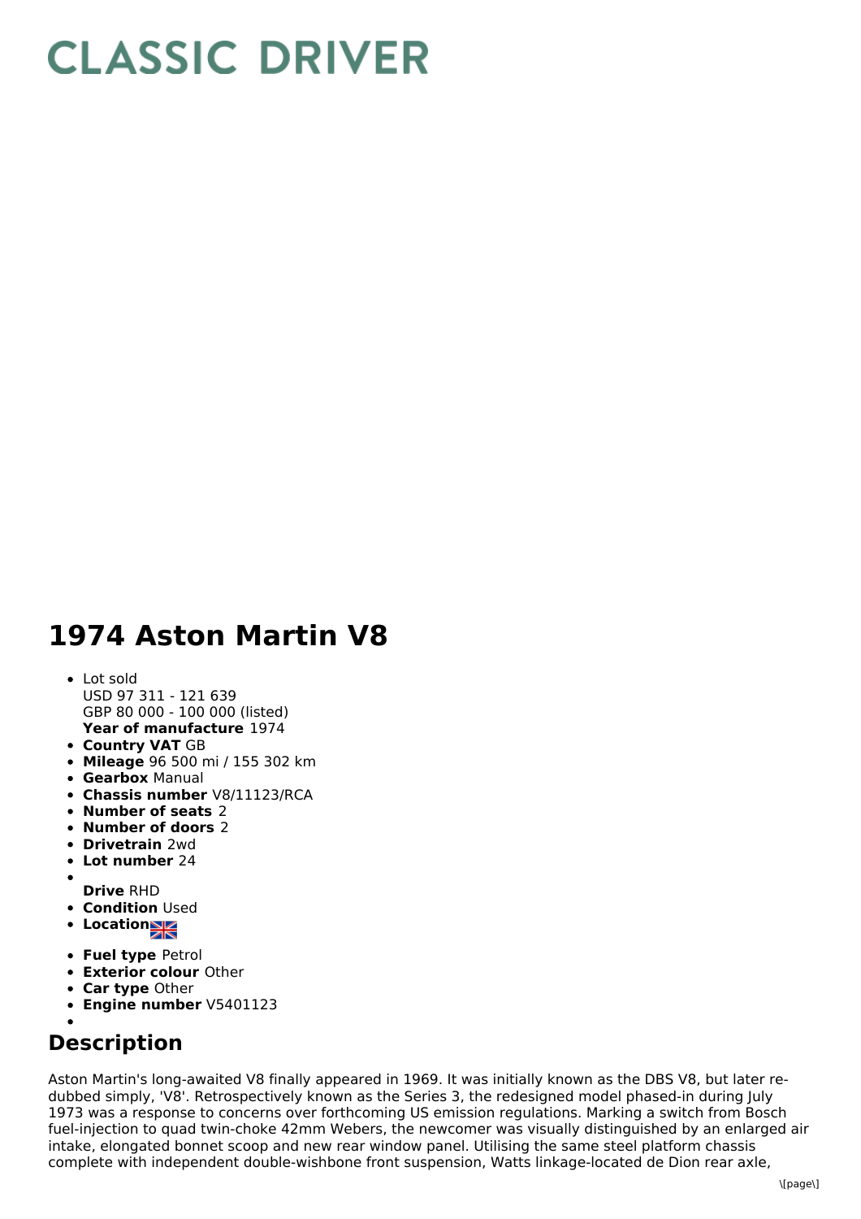# CLASSIC DRIVER

# 1974 Aston Martin V8

- Lot sold
  USD 97 311 - 121 639
  GBP 80 000 - 100 000 (listed)
  **Year of manufacture** 1974
- **Country VAT** GB
- **Mileage** 96 500 mi / 155 302 km
- **Gearbox** Manual
- **Chassis number** V8/11123/RCA
- **Number of seats** 2
- **Number of doors** 2
- **Drivetrain** 2wd
- **Lot number** 24
- **Drive** RHD
- **Condition** Used
- **Location**
- **Fuel type** Petrol
- **Exterior colour** Other
- **Car type** Other
- **Engine number** V5401123

## Description

Aston Martin's long-awaited V8 finally appeared in 1969. It was initially known as the DBS V8, but later re-dubbed simply, 'V8'. Retrospectively known as the Series 3, the redesigned model phased-in during July 1973 was a response to concerns over forthcoming US emission regulations. Marking a switch from Bosch fuel-injection to quad twin-choke 42mm Webers, the newcomer was visually distinguished by an enlarged air intake, elongated bonnet scoop and new rear window panel. Utilising the same steel platform chassis complete with independent double-wishbone front suspension, Watts linkage-located de Dion rear axle,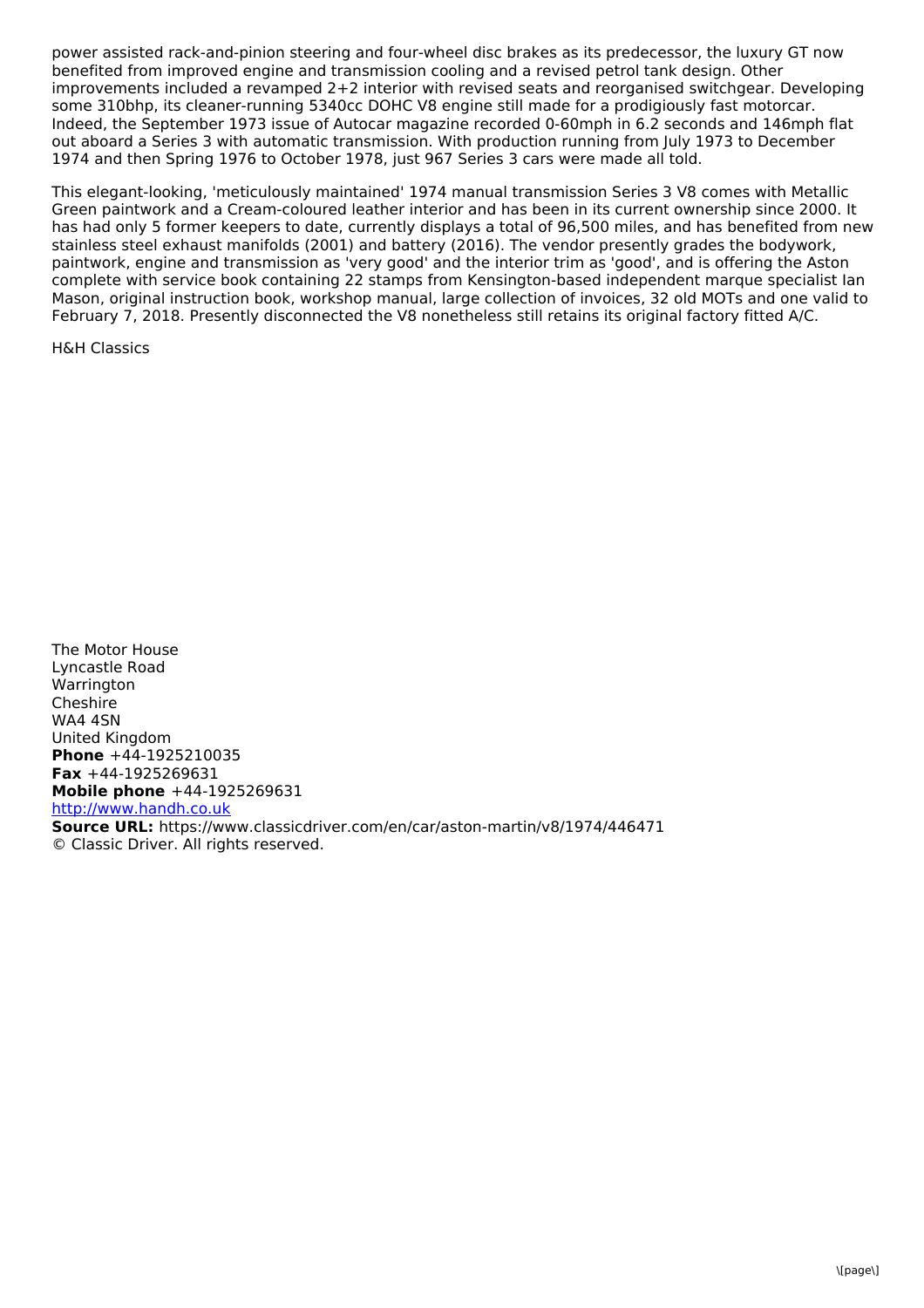power assisted rack-and-pinion steering and four-wheel disc brakes as its predecessor, the luxury GT now benefited from improved engine and transmission cooling and a revised petrol tank design. Other improvements included a revamped 2+2 interior with revised seats and reorganised switchgear. Developing some 310bhp, its cleaner-running 5340cc DOHC V8 engine still made for a prodigiously fast motorcar. Indeed, the September 1973 issue of Autocar magazine recorded 0-60mph in 6.2 seconds and 146mph flat out aboard a Series 3 with automatic transmission. With production running from July 1973 to December 1974 and then Spring 1976 to October 1978, just 967 Series 3 cars were made all told.

This elegant-looking, 'meticulously maintained' 1974 manual transmission Series 3 V8 comes with Metallic Green paintwork and a Cream-coloured leather interior and has been in its current ownership since 2000. It has had only 5 former keepers to date, currently displays a total of 96,500 miles, and has benefited from new stainless steel exhaust manifolds (2001) and battery (2016). The vendor presently grades the bodywork, paintwork, engine and transmission as 'very good' and the interior trim as 'good', and is offering the Aston complete with service book containing 22 stamps from Kensington-based independent marque specialist Ian Mason, original instruction book, workshop manual, large collection of invoices, 32 old MOTs and one valid to February 7, 2018. Presently disconnected the V8 nonetheless still retains its original factory fitted A/C.

H&H Classics

The Motor House
Lyncastle Road
Warrington
Cheshire
WA4 4SN
United Kingdom
**Phone** +44-1925210035
**Fax** +44-1925269631
**Mobile phone** +44-1925269631
[http://www.handh.co.uk](http://www.handh.co.uk)
**Source URL:** https://www.classicdriver.com/en/car/aston-martin/v8/1974/446471
© Classic Driver. All rights reserved.